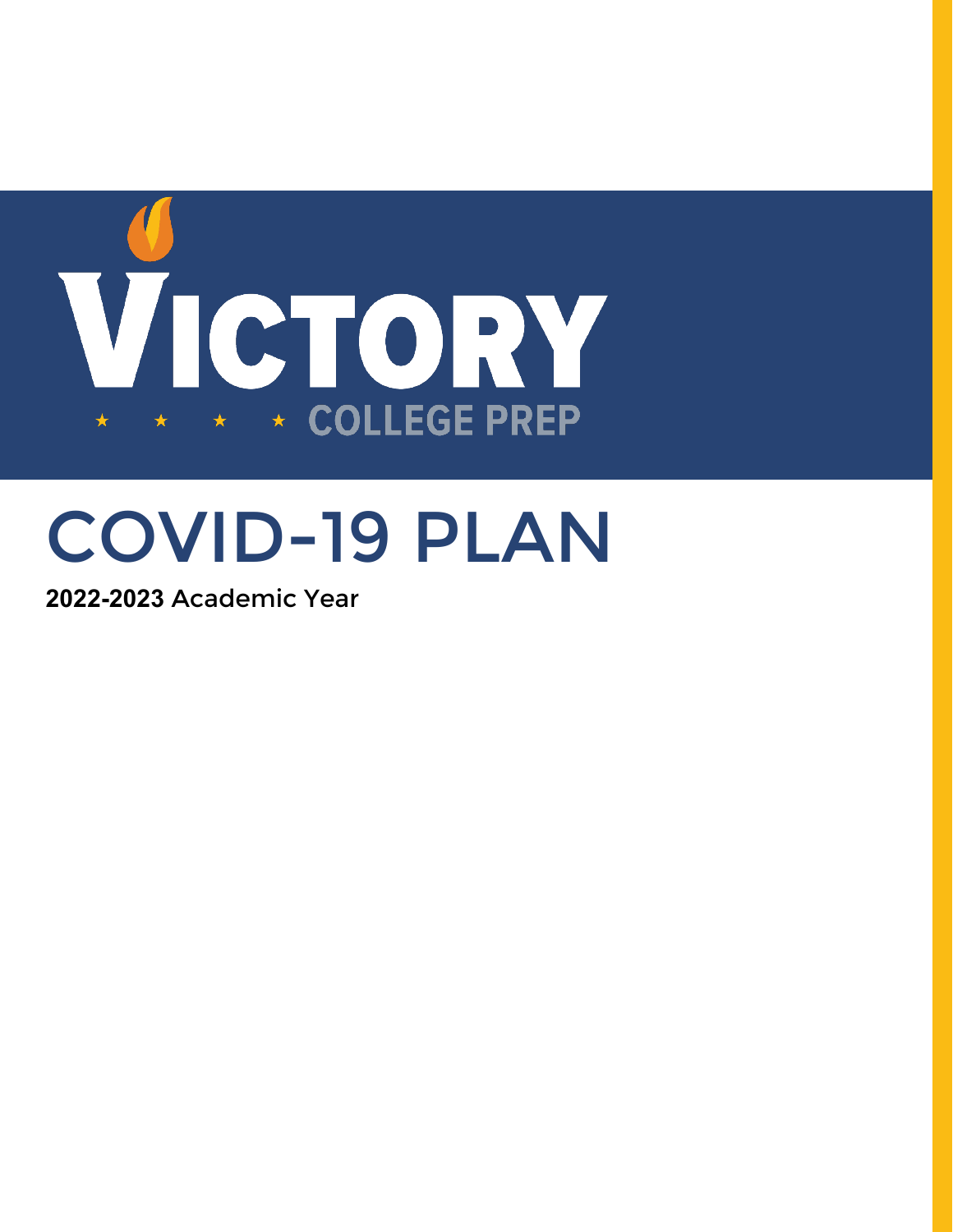# VICTORY COLLEGE PREP

# COVID-19 PLAN

**2022-2023** Academic Year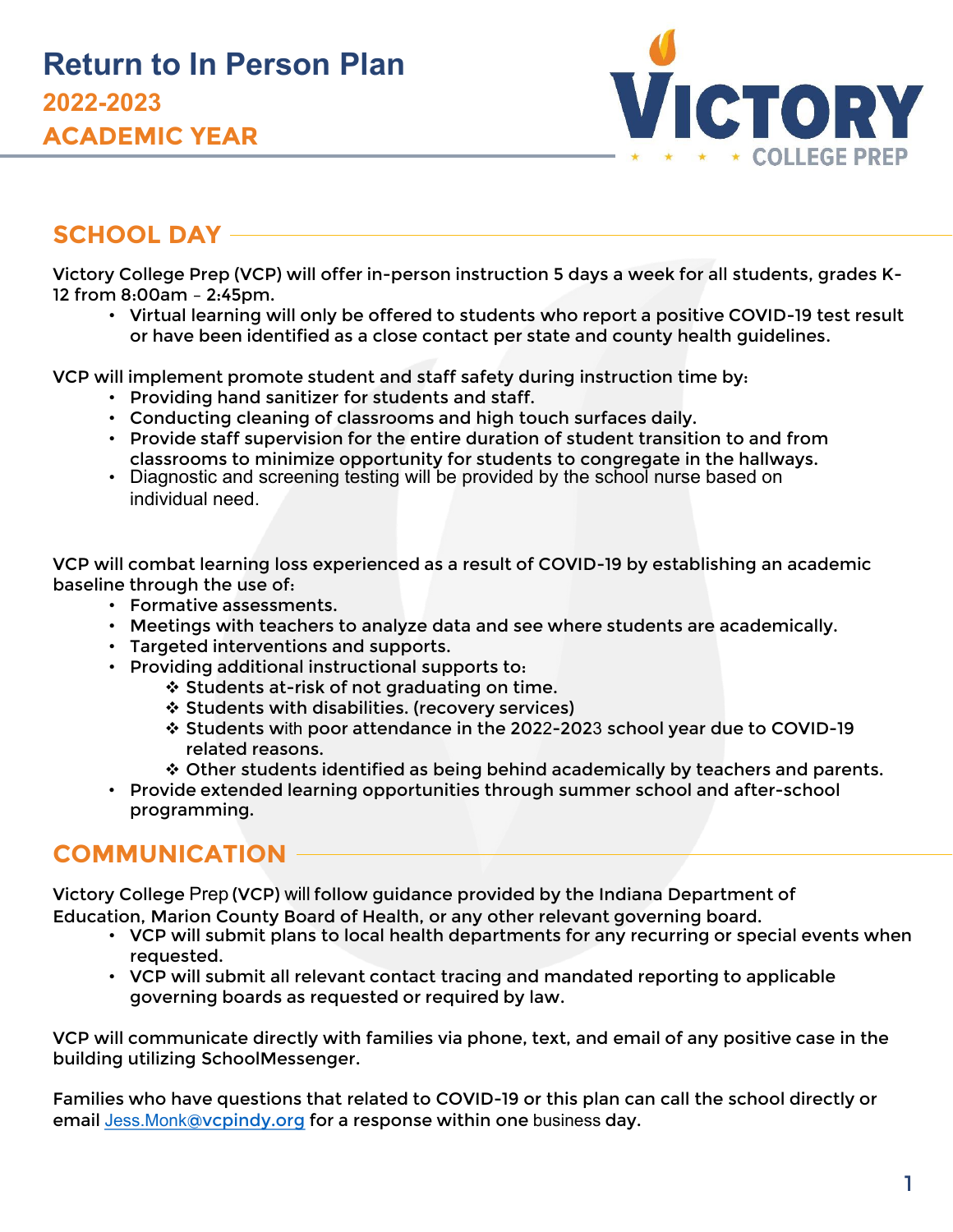# Return to In Person Plan

## 2022-2023 ACADEMIC YEAR

## SCHOOL DAY

Victory College Prep (VCP) will offer in-person instruction 5 days a week for all students, grades K-12 from 8:00am – 2:45pm.

- Virtual learning will only be offered to students who report a positive COVID-19 test result or have been identified as a close contact per state and county health guidelines.

VCP will implement promote student and staff safety during instruction time by:

- Providing hand sanitizer for students and staff.
- Conducting cleaning of classrooms and high touch surfaces daily.
- Provide staff supervision for the entire duration of student transition to and from classrooms to minimize opportunity for students to congregate in the hallways.
- Diagnostic and screening testing will be provided by the school nurse based on individual need.

VCP will combat learning loss experienced as a result of COVID-19 by establishing an academic baseline through the use of:

- Formative assessments.
- Meetings with teachers to analyze data and see where students are academically.
- Targeted interventions and supports.
- Providing additional instructional supports to:
  - ❖ Students at-risk of not graduating on time.
  - ❖ Students with disabilities. (recovery services)
  - ❖ Students with poor attendance in the 2022-2023 school year due to COVID-19 related reasons.
  - ❖ Other students identified as being behind academically by teachers and parents.
- Provide extended learning opportunities through summer school and after-school programming.

## COMMUNICATION

Victory College Prep (VCP) will follow guidance provided by the Indiana Department of Education, Marion County Board of Health, or any other relevant governing board.

- VCP will submit plans to local health departments for any recurring or special events when requested.
- VCP will submit all relevant contact tracing and mandated reporting to applicable governing boards as requested or required by law.

VCP will communicate directly with families via phone, text, and email of any positive case in the building utilizing SchoolMessenger.

Families who have questions that related to COVID-19 or this plan can call the school directly or email Jess.Monk@vcpindy.org for a response within one business day.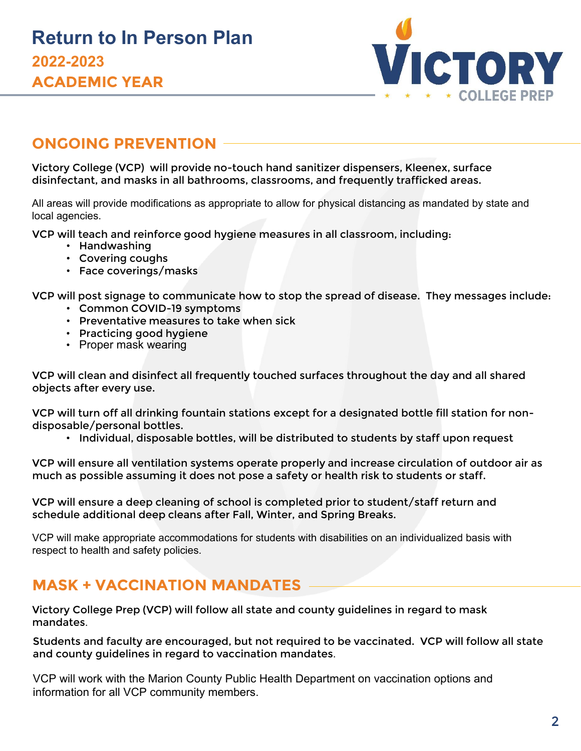# Return to In Person Plan

## 2022-2023 ACADEMIC YEAR

## ONGOING PREVENTION

Victory College (VCP) will provide no-touch hand sanitizer dispensers, Kleenex, surface disinfectant, and masks in all bathrooms, classrooms, and frequently trafficked areas.

All areas will provide modifications as appropriate to allow for physical distancing as mandated by state and local agencies.

VCP will teach and reinforce good hygiene measures in all classroom, including:

- Handwashing
- Covering coughs
- Face coverings/masks

VCP will post signage to communicate how to stop the spread of disease. They messages include:

- Common COVID-19 symptoms
- Preventative measures to take when sick
- Practicing good hygiene
- Proper mask wearing

VCP will clean and disinfect all frequently touched surfaces throughout the day and all shared objects after every use.

VCP will turn off all drinking fountain stations except for a designated bottle fill station for non-disposable/personal bottles.

- Individual, disposable bottles, will be distributed to students by staff upon request

VCP will ensure all ventilation systems operate properly and increase circulation of outdoor air as much as possible assuming it does not pose a safety or health risk to students or staff.

VCP will ensure a deep cleaning of school is completed prior to student/staff return and schedule additional deep cleans after Fall, Winter, and Spring Breaks.

VCP will make appropriate accommodations for students with disabilities on an individualized basis with respect to health and safety policies.

## MASK + VACCINATION MANDATES

Victory College Prep (VCP) will follow all state and county guidelines in regard to mask mandates.

Students and faculty are encouraged, but not required to be vaccinated. VCP will follow all state and county guidelines in regard to vaccination mandates.

VCP will work with the Marion County Public Health Department on vaccination options and information for all VCP community members.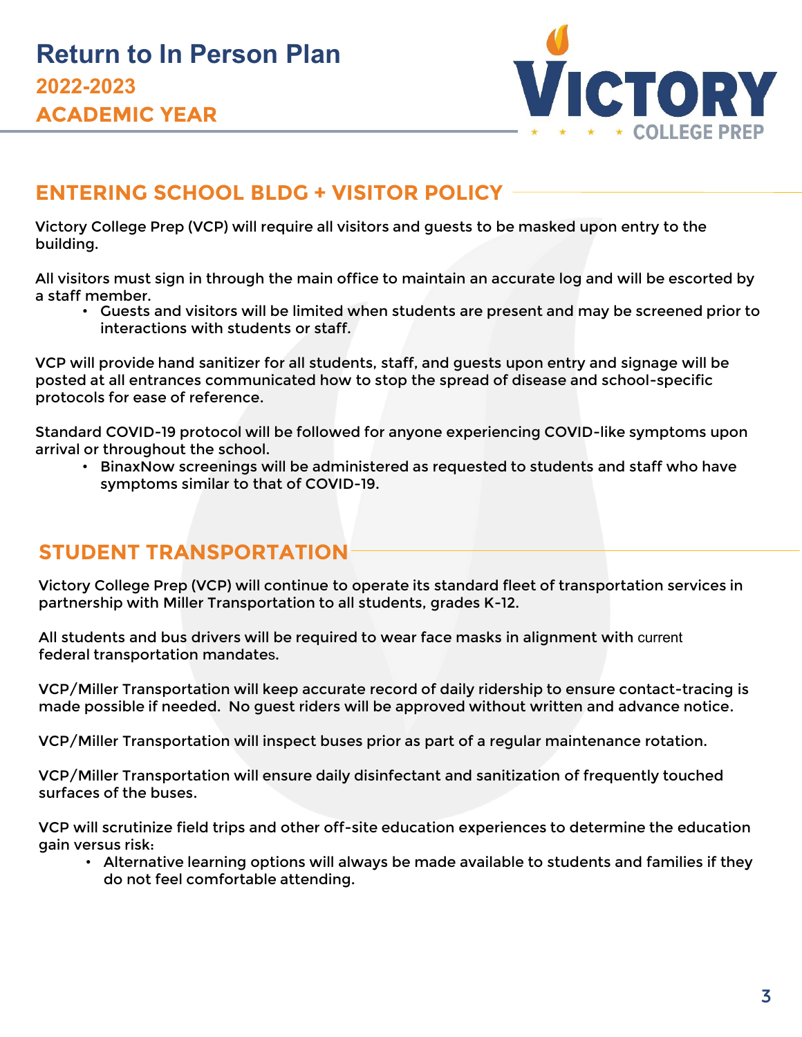# Return to In Person Plan

## 2022-2023 ACADEMIC YEAR

## ENTERING SCHOOL BLDG + VISITOR POLICY

Victory College Prep (VCP) will require all visitors and guests to be masked upon entry to the building.

All visitors must sign in through the main office to maintain an accurate log and will be escorted by a staff member.

- Guests and visitors will be limited when students are present and may be screened prior to interactions with students or staff.

VCP will provide hand sanitizer for all students, staff, and guests upon entry and signage will be posted at all entrances communicated how to stop the spread of disease and school-specific protocols for ease of reference.

Standard COVID-19 protocol will be followed for anyone experiencing COVID-like symptoms upon arrival or throughout the school.

- BinaxNow screenings will be administered as requested to students and staff who have symptoms similar to that of COVID-19.

## STUDENT TRANSPORTATION

Victory College Prep (VCP) will continue to operate its standard fleet of transportation services in partnership with Miller Transportation to all students, grades K-12.

All students and bus drivers will be required to wear face masks in alignment with current federal transportation mandates.

VCP/Miller Transportation will keep accurate record of daily ridership to ensure contact-tracing is made possible if needed. No guest riders will be approved without written and advance notice.

VCP/Miller Transportation will inspect buses prior as part of a regular maintenance rotation.

VCP/Miller Transportation will ensure daily disinfectant and sanitization of frequently touched surfaces of the buses.

VCP will scrutinize field trips and other off-site education experiences to determine the education gain versus risk:

- Alternative learning options will always be made available to students and families if they do not feel comfortable attending.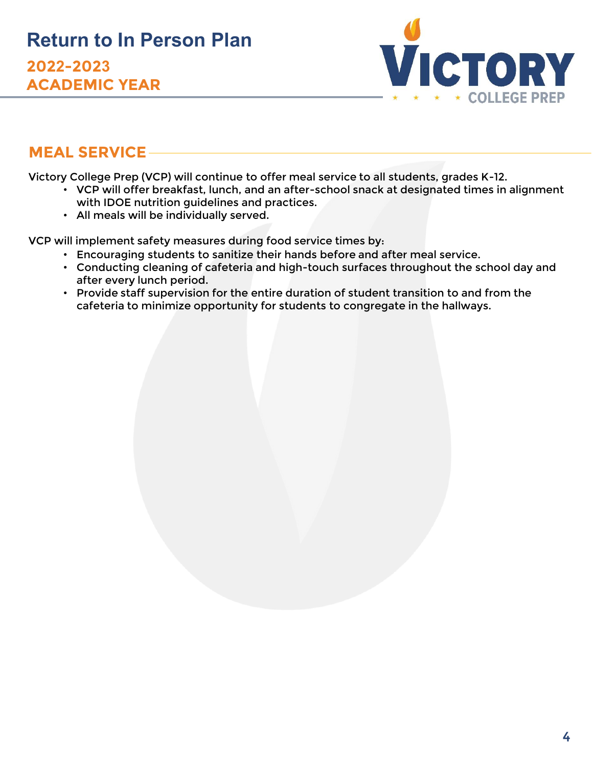# Return to In Person Plan

## 2022-2023 ACADEMIC YEAR

## MEAL SERVICE

Victory College Prep (VCP) will continue to offer meal service to all students, grades K-12.

- VCP will offer breakfast, lunch, and an after-school snack at designated times in alignment with IDOE nutrition guidelines and practices.
- All meals will be individually served.

VCP will implement safety measures during food service times by:

- Encouraging students to sanitize their hands before and after meal service.
- Conducting cleaning of cafeteria and high-touch surfaces throughout the school day and after every lunch period.
- Provide staff supervision for the entire duration of student transition to and from the cafeteria to minimize opportunity for students to congregate in the hallways.